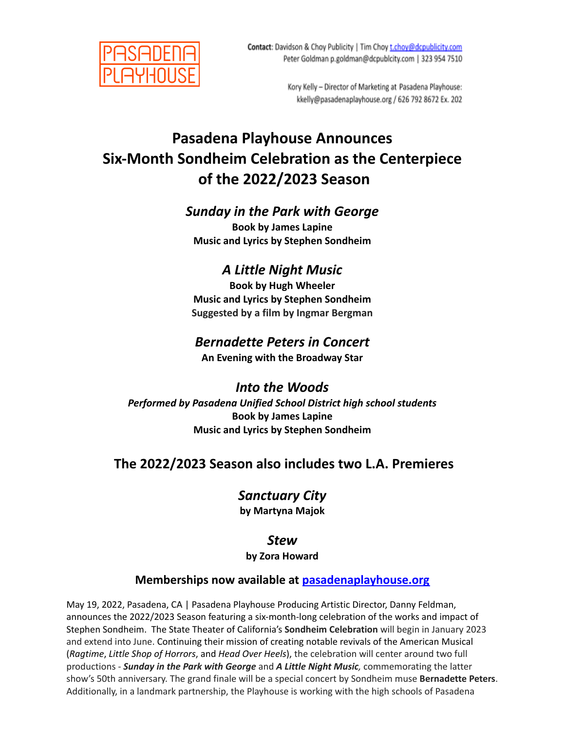PASADENA PLAYHOUSE

**Contact**: Davidson & Choy Publicity | Tim Choy t.choy@dcpublicity.com
Peter Goldman p.goldman@dcpublcity.com | 323 954 7510

Kory Kelly – Director of Marketing at Pasadena Playhouse:
kkelly@pasadenaplayhouse.org / 626 792 8672 Ex. 202

# Pasadena Playhouse Announces Six-Month Sondheim Celebration as the Centerpiece of the 2022/2023 Season

## *Sunday in the Park with George*

**Book by James Lapine**
**Music and Lyrics by Stephen Sondheim**

## *A Little Night Music*

**Book by Hugh Wheeler**
**Music and Lyrics by Stephen Sondheim**
**Suggested by a film by Ingmar Bergman**

## *Bernadette Peters in Concert*

**An Evening with the Broadway Star**

## *Into the Woods*

***Performed by Pasadena Unified School District high school students***
**Book by James Lapine**
**Music and Lyrics by Stephen Sondheim**

## The 2022/2023 Season also includes two L.A. Premieres

## *Sanctuary City*

**by Martyna Majok**

## *Stew*

**by Zora Howard**

### Memberships now available at [pasadenaplayhouse.org](pasadenaplayhouse.org)

May 19, 2022, Pasadena, CA | Pasadena Playhouse Producing Artistic Director, Danny Feldman, announces the 2022/2023 Season featuring a six-month-long celebration of the works and impact of Stephen Sondheim. The State Theater of California's **Sondheim Celebration** will begin in January 2023 and extend into June. Continuing their mission of creating notable revivals of the American Musical (*Ragtime*, *Little Shop of Horrors*, and *Head Over Heels*), the celebration will center around two full productions - ***Sunday in the Park with George*** and ***A Little Night Music***, commemorating the latter show's 50th anniversary. The grand finale will be a special concert by Sondheim muse **Bernadette Peters**. Additionally, in a landmark partnership, the Playhouse is working with the high schools of Pasadena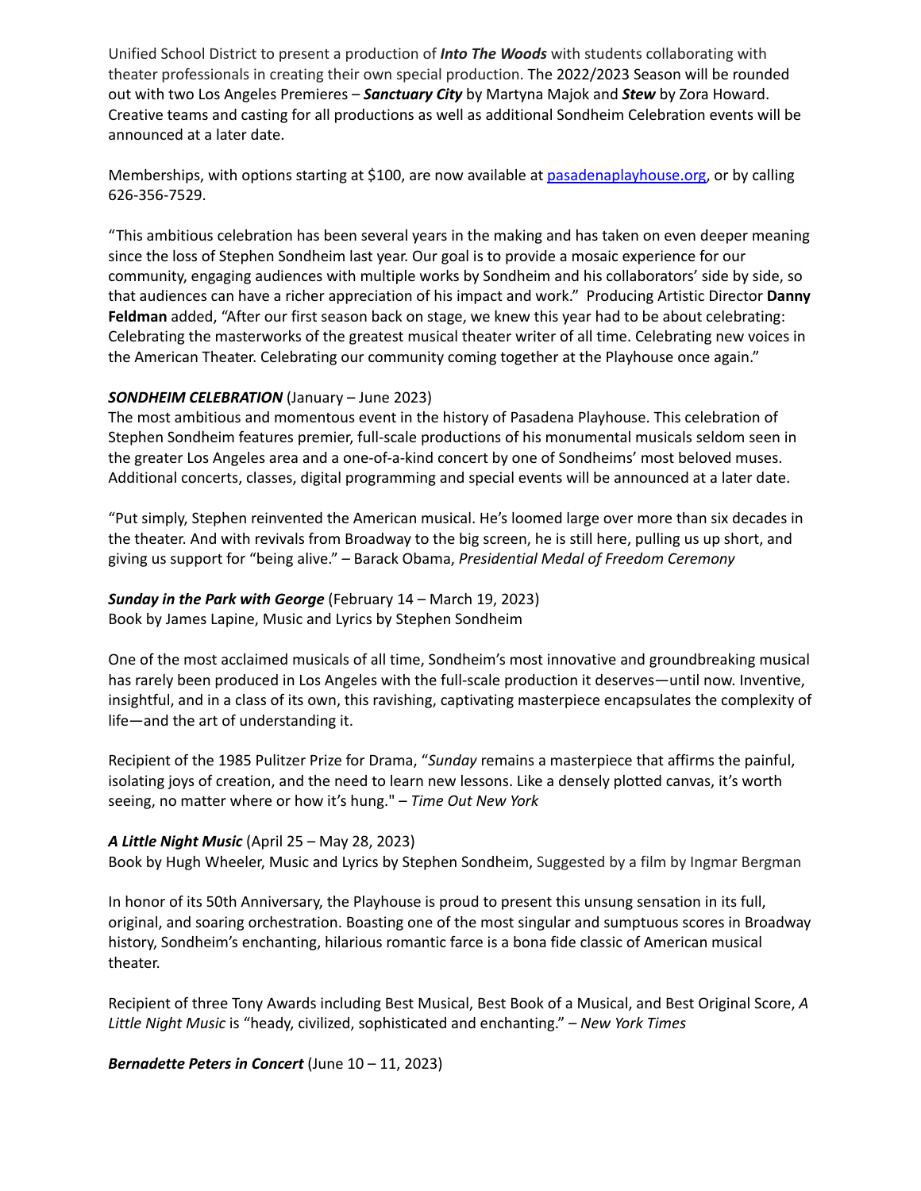Unified School District to present a production of ***Into The Woods*** with students collaborating with theater professionals in creating their own special production. The 2022/2023 Season will be rounded out with two Los Angeles Premieres – ***Sanctuary City*** by Martyna Majok and ***Stew*** by Zora Howard. Creative teams and casting for all productions as well as additional Sondheim Celebration events will be announced at a later date.

Memberships, with options starting at $100, are now available at [pasadenaplayhouse.org](pasadenaplayhouse.org), or by calling 626-356-7529.

"This ambitious celebration has been several years in the making and has taken on even deeper meaning since the loss of Stephen Sondheim last year. Our goal is to provide a mosaic experience for our community, engaging audiences with multiple works by Sondheim and his collaborators' side by side, so that audiences can have a richer appreciation of his impact and work." Producing Artistic Director **Danny Feldman** added, "After our first season back on stage, we knew this year had to be about celebrating: Celebrating the masterworks of the greatest musical theater writer of all time. Celebrating new voices in the American Theater. Celebrating our community coming together at the Playhouse once again."

***SONDHEIM CELEBRATION*** (January – June 2023)
The most ambitious and momentous event in the history of Pasadena Playhouse. This celebration of Stephen Sondheim features premier, full-scale productions of his monumental musicals seldom seen in the greater Los Angeles area and a one-of-a-kind concert by one of Sondheims' most beloved muses. Additional concerts, classes, digital programming and special events will be announced at a later date.

"Put simply, Stephen reinvented the American musical. He's loomed large over more than six decades in the theater. And with revivals from Broadway to the big screen, he is still here, pulling us up short, and giving us support for "being alive." – Barack Obama, *Presidential Medal of Freedom Ceremony*

***Sunday in the Park with George*** (February 14 – March 19, 2023)
Book by James Lapine, Music and Lyrics by Stephen Sondheim

One of the most acclaimed musicals of all time, Sondheim's most innovative and groundbreaking musical has rarely been produced in Los Angeles with the full-scale production it deserves—until now. Inventive, insightful, and in a class of its own, this ravishing, captivating masterpiece encapsulates the complexity of life—and the art of understanding it.

Recipient of the 1985 Pulitzer Prize for Drama, "*Sunday* remains a masterpiece that affirms the painful, isolating joys of creation, and the need to learn new lessons. Like a densely plotted canvas, it's worth seeing, no matter where or how it's hung." – *Time Out New York*

***A Little Night Music*** (April 25 – May 28, 2023)
Book by Hugh Wheeler, Music and Lyrics by Stephen Sondheim, Suggested by a film by Ingmar Bergman

In honor of its 50th Anniversary, the Playhouse is proud to present this unsung sensation in its full, original, and soaring orchestration. Boasting one of the most singular and sumptuous scores in Broadway history, Sondheim's enchanting, hilarious romantic farce is a bona fide classic of American musical theater.

Recipient of three Tony Awards including Best Musical, Best Book of a Musical, and Best Original Score, *A Little Night Music* is "heady, civilized, sophisticated and enchanting." – *New York Times*

***Bernadette Peters in Concert*** (June 10 – 11, 2023)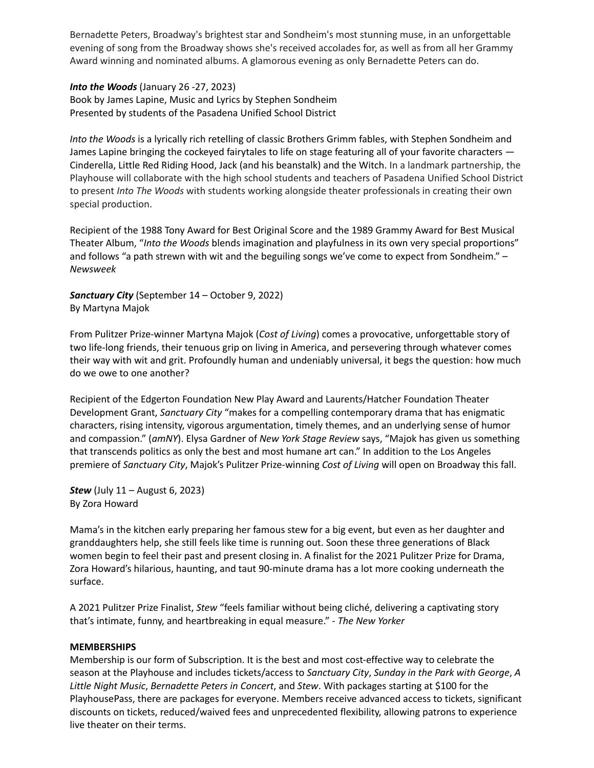Bernadette Peters, Broadway's brightest star and Sondheim's most stunning muse, in an unforgettable evening of song from the Broadway shows she's received accolades for, as well as from all her Grammy Award winning and nominated albums. A glamorous evening as only Bernadette Peters can do.

***Into the Woods*** (January 26 -27, 2023)
Book by James Lapine, Music and Lyrics by Stephen Sondheim
Presented by students of the Pasadena Unified School District

*Into the Woods* is a lyrically rich retelling of classic Brothers Grimm fables, with Stephen Sondheim and James Lapine bringing the cockeyed fairytales to life on stage featuring all of your favorite characters — Cinderella, Little Red Riding Hood, Jack (and his beanstalk) and the Witch. In a landmark partnership, the Playhouse will collaborate with the high school students and teachers of Pasadena Unified School District to present *Into The Woods* with students working alongside theater professionals in creating their own special production.

Recipient of the 1988 Tony Award for Best Original Score and the 1989 Grammy Award for Best Musical Theater Album, "*Into the Woods* blends imagination and playfulness in its own very special proportions" and follows "a path strewn with wit and the beguiling songs we've come to expect from Sondheim." – *Newsweek*

***Sanctuary City*** (September 14 – October 9, 2022)
By Martyna Majok

From Pulitzer Prize-winner Martyna Majok (*Cost of Living*) comes a provocative, unforgettable story of two life-long friends, their tenuous grip on living in America, and persevering through whatever comes their way with wit and grit. Profoundly human and undeniably universal, it begs the question: how much do we owe to one another?

Recipient of the Edgerton Foundation New Play Award and Laurents/Hatcher Foundation Theater Development Grant, *Sanctuary City* "makes for a compelling contemporary drama that has enigmatic characters, rising intensity, vigorous argumentation, timely themes, and an underlying sense of humor and compassion." (*amNY*). Elysa Gardner of *New York Stage Review* says, "Majok has given us something that transcends politics as only the best and most humane art can." In addition to the Los Angeles premiere of *Sanctuary City*, Majok's Pulitzer Prize-winning *Cost of Living* will open on Broadway this fall.

***Stew*** (July 11 – August 6, 2023)
By Zora Howard

Mama's in the kitchen early preparing her famous stew for a big event, but even as her daughter and granddaughters help, she still feels like time is running out. Soon these three generations of Black women begin to feel their past and present closing in. A finalist for the 2021 Pulitzer Prize for Drama, Zora Howard's hilarious, haunting, and taut 90-minute drama has a lot more cooking underneath the surface.

A 2021 Pulitzer Prize Finalist, *Stew* "feels familiar without being cliché, delivering a captivating story that's intimate, funny, and heartbreaking in equal measure." - *The New Yorker*

**MEMBERSHIPS**
Membership is our form of Subscription. It is the best and most cost-effective way to celebrate the season at the Playhouse and includes tickets/access to *Sanctuary City*, *Sunday in the Park with George*, *A Little Night Music*, *Bernadette Peters in Concert*, and *Stew*. With packages starting at $100 for the PlayhousePass, there are packages for everyone. Members receive advanced access to tickets, significant discounts on tickets, reduced/waived fees and unprecedented flexibility, allowing patrons to experience live theater on their terms.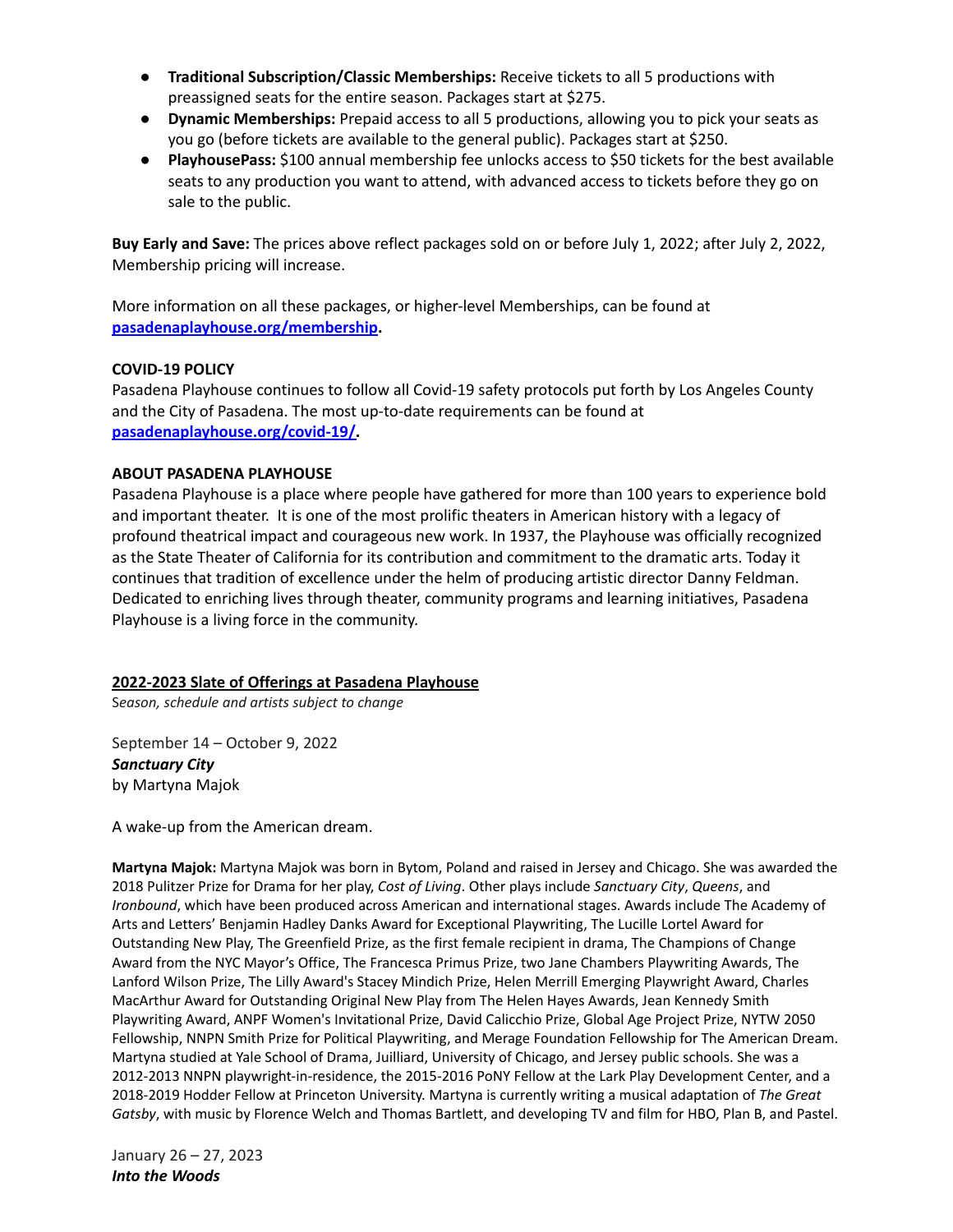- **Traditional Subscription/Classic Memberships:** Receive tickets to all 5 productions with preassigned seats for the entire season. Packages start at $275.
- **Dynamic Memberships:** Prepaid access to all 5 productions, allowing you to pick your seats as you go (before tickets are available to the general public). Packages start at $250.
- **PlayhousePass:** $100 annual membership fee unlocks access to $50 tickets for the best available seats to any production you want to attend, with advanced access to tickets before they go on sale to the public.

**Buy Early and Save:** The prices above reflect packages sold on or before July 1, 2022; after July 2, 2022, Membership pricing will increase.

More information on all these packages, or higher-level Memberships, can be found at **pasadenaplayhouse.org/membership.**

**COVID-19 POLICY**

Pasadena Playhouse continues to follow all Covid-19 safety protocols put forth by Los Angeles County and the City of Pasadena. The most up-to-date requirements can be found at **pasadenaplayhouse.org/covid-19/.**

**ABOUT PASADENA PLAYHOUSE**

Pasadena Playhouse is a place where people have gathered for more than 100 years to experience bold and important theater. It is one of the most prolific theaters in American history with a legacy of profound theatrical impact and courageous new work. In 1937, the Playhouse was officially recognized as the State Theater of California for its contribution and commitment to the dramatic arts. Today it continues that tradition of excellence under the helm of producing artistic director Danny Feldman. Dedicated to enriching lives through theater, community programs and learning initiatives, Pasadena Playhouse is a living force in the community.

**2022-2023 Slate of Offerings at Pasadena Playhouse**

*Season, schedule and artists subject to change*

September 14 – October 9, 2022
***Sanctuary City***
by Martyna Majok

A wake-up from the American dream.

**Martyna Majok:** Martyna Majok was born in Bytom, Poland and raised in Jersey and Chicago. She was awarded the 2018 Pulitzer Prize for Drama for her play, *Cost of Living*. Other plays include *Sanctuary City*, *Queens*, and *Ironbound*, which have been produced across American and international stages. Awards include The Academy of Arts and Letters' Benjamin Hadley Danks Award for Exceptional Playwriting, The Lucille Lortel Award for Outstanding New Play, The Greenfield Prize, as the first female recipient in drama, The Champions of Change Award from the NYC Mayor's Office, The Francesca Primus Prize, two Jane Chambers Playwriting Awards, The Lanford Wilson Prize, The Lilly Award's Stacey Mindich Prize, Helen Merrill Emerging Playwright Award, Charles MacArthur Award for Outstanding Original New Play from The Helen Hayes Awards, Jean Kennedy Smith Playwriting Award, ANPF Women's Invitational Prize, David Calicchio Prize, Global Age Project Prize, NYTW 2050 Fellowship, NNPN Smith Prize for Political Playwriting, and Merage Foundation Fellowship for The American Dream. Martyna studied at Yale School of Drama, Juilliard, University of Chicago, and Jersey public schools. She was a 2012-2013 NNPN playwright-in-residence, the 2015-2016 PoNY Fellow at the Lark Play Development Center, and a 2018-2019 Hodder Fellow at Princeton University. Martyna is currently writing a musical adaptation of *The Great Gatsby*, with music by Florence Welch and Thomas Bartlett, and developing TV and film for HBO, Plan B, and Pastel.

January 26 – 27, 2023
***Into the Woods***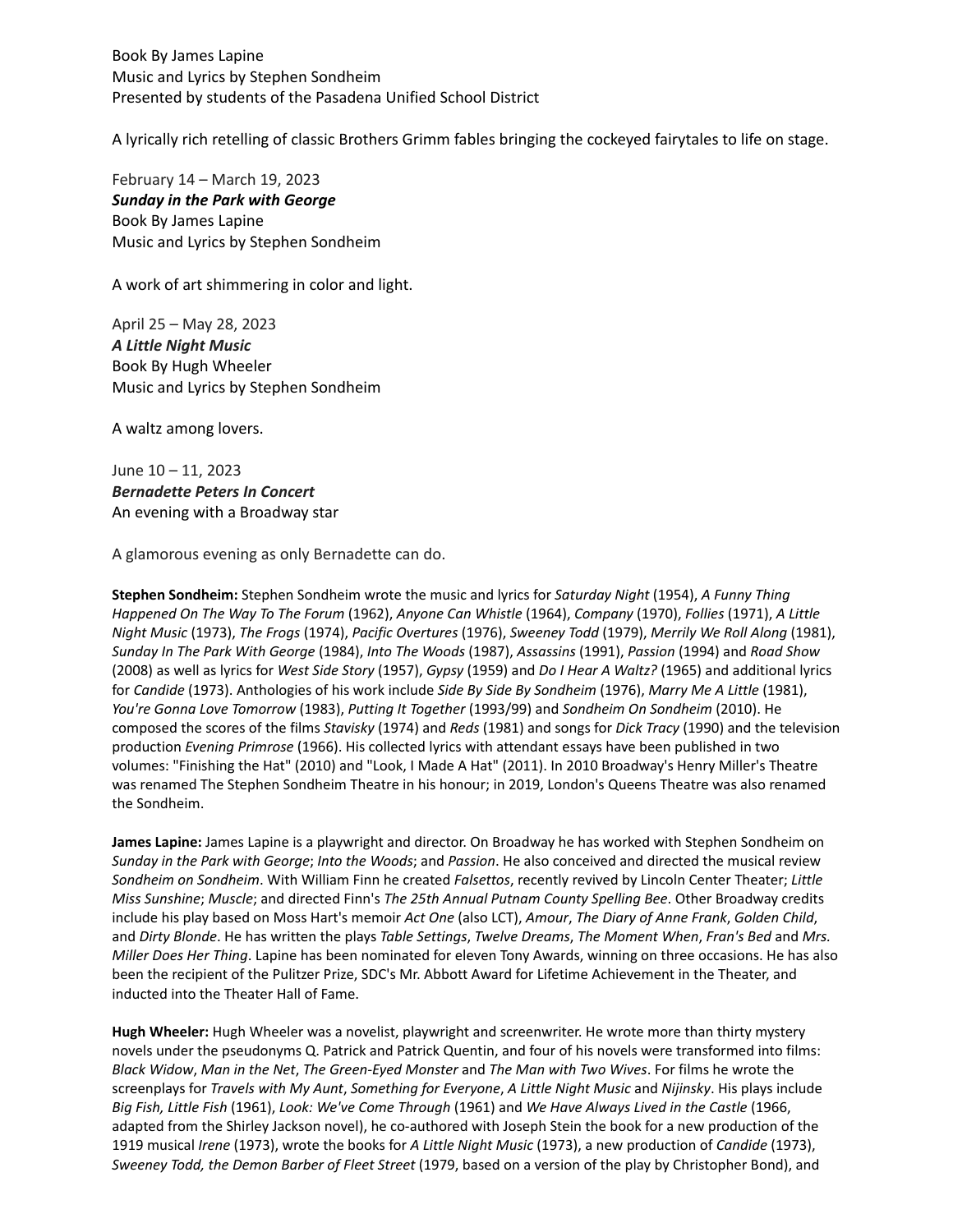Book By James Lapine
Music and Lyrics by Stephen Sondheim
Presented by students of the Pasadena Unified School District

A lyrically rich retelling of classic Brothers Grimm fables bringing the cockeyed fairytales to life on stage.

February 14 – March 19, 2023
***Sunday in the Park with George***
Book By James Lapine
Music and Lyrics by Stephen Sondheim

A work of art shimmering in color and light.

April 25 – May 28, 2023
***A Little Night Music***
Book By Hugh Wheeler
Music and Lyrics by Stephen Sondheim

A waltz among lovers.

June 10 – 11, 2023
***Bernadette Peters In Concert***
An evening with a Broadway star

A glamorous evening as only Bernadette can do.

**Stephen Sondheim:** Stephen Sondheim wrote the music and lyrics for *Saturday Night* (1954), *A Funny Thing Happened On The Way To The Forum* (1962), *Anyone Can Whistle* (1964), *Company* (1970), *Follies* (1971), *A Little Night Music* (1973), *The Frogs* (1974), *Pacific Overtures* (1976), *Sweeney Todd* (1979), *Merrily We Roll Along* (1981), *Sunday In The Park With George* (1984), *Into The Woods* (1987), *Assassins* (1991), *Passion* (1994) and *Road Show* (2008) as well as lyrics for *West Side Story* (1957), *Gypsy* (1959) and *Do I Hear A Waltz?* (1965) and additional lyrics for *Candide* (1973). Anthologies of his work include *Side By Side By Sondheim* (1976), *Marry Me A Little* (1981), *You're Gonna Love Tomorrow* (1983), *Putting It Together* (1993/99) and *Sondheim On Sondheim* (2010). He composed the scores of the films *Stavisky* (1974) and *Reds* (1981) and songs for *Dick Tracy* (1990) and the television production *Evening Primrose* (1966). His collected lyrics with attendant essays have been published in two volumes: "Finishing the Hat" (2010) and "Look, I Made A Hat" (2011). In 2010 Broadway's Henry Miller's Theatre was renamed The Stephen Sondheim Theatre in his honour; in 2019, London's Queens Theatre was also renamed the Sondheim.

**James Lapine:** James Lapine is a playwright and director. On Broadway he has worked with Stephen Sondheim on *Sunday in the Park with George*; *Into the Woods*; and *Passion*. He also conceived and directed the musical review *Sondheim on Sondheim*. With William Finn he created *Falsettos*, recently revived by Lincoln Center Theater; *Little Miss Sunshine*; *Muscle*; and directed Finn's *The 25th Annual Putnam County Spelling Bee*. Other Broadway credits include his play based on Moss Hart's memoir *Act One* (also LCT), *Amour*, *The Diary of Anne Frank*, *Golden Child*, and *Dirty Blonde*. He has written the plays *Table Settings*, *Twelve Dreams*, *The Moment When*, *Fran's Bed* and *Mrs. Miller Does Her Thing*. Lapine has been nominated for eleven Tony Awards, winning on three occasions. He has also been the recipient of the Pulitzer Prize, SDC's Mr. Abbott Award for Lifetime Achievement in the Theater, and inducted into the Theater Hall of Fame.

**Hugh Wheeler:** Hugh Wheeler was a novelist, playwright and screenwriter. He wrote more than thirty mystery novels under the pseudonyms Q. Patrick and Patrick Quentin, and four of his novels were transformed into films: *Black Widow*, *Man in the Net*, *The Green-Eyed Monster* and *The Man with Two Wives*. For films he wrote the screenplays for *Travels with My Aunt*, *Something for Everyone*, *A Little Night Music* and *Nijinsky*. His plays include *Big Fish, Little Fish* (1961), *Look: We've Come Through* (1961) and *We Have Always Lived in the Castle* (1966, adapted from the Shirley Jackson novel), he co-authored with Joseph Stein the book for a new production of the 1919 musical *Irene* (1973), wrote the books for *A Little Night Music* (1973), a new production of *Candide* (1973), *Sweeney Todd, the Demon Barber of Fleet Street* (1979, based on a version of the play by Christopher Bond), and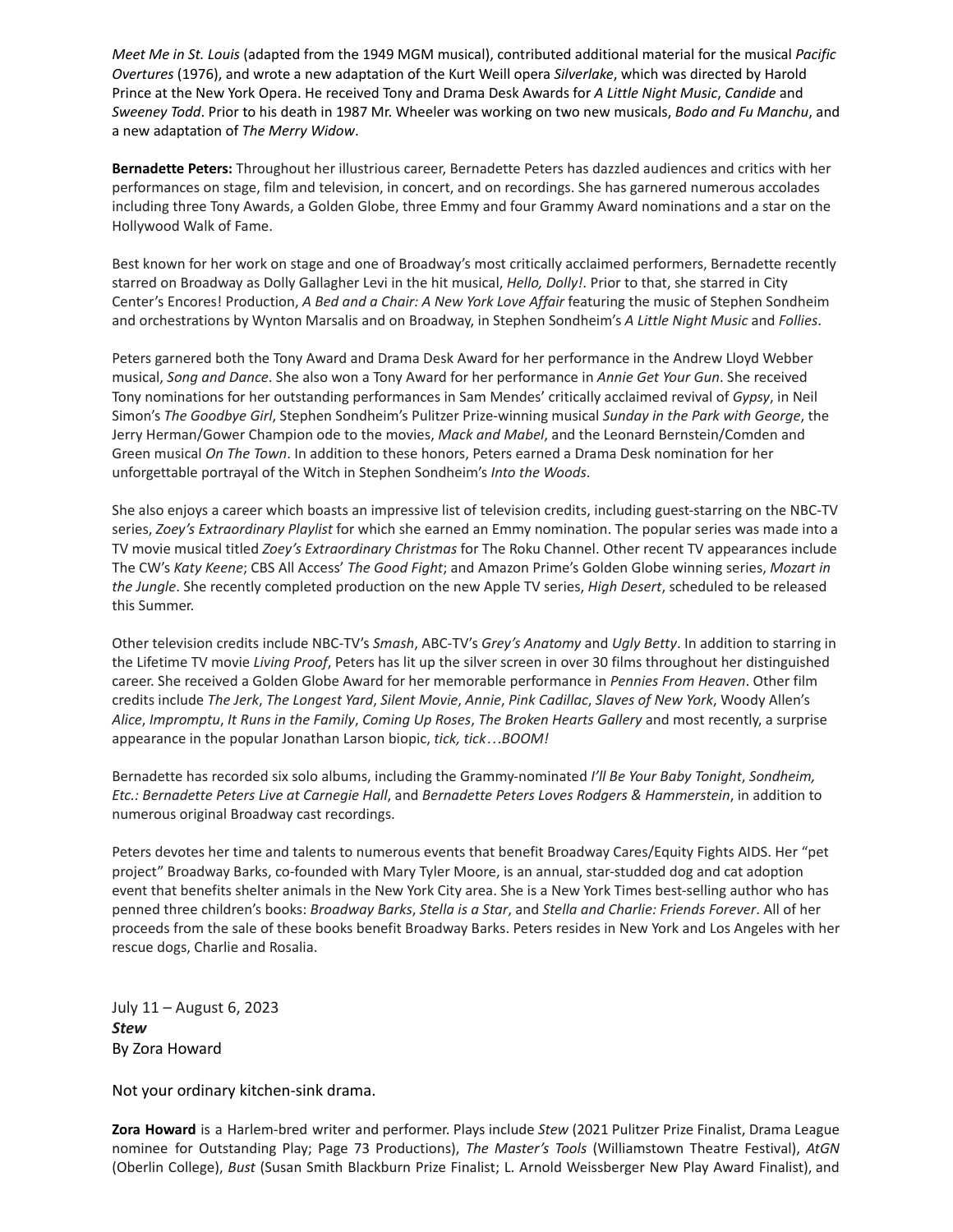*Meet Me in St. Louis* (adapted from the 1949 MGM musical), contributed additional material for the musical *Pacific Overtures* (1976), and wrote a new adaptation of the Kurt Weill opera *Silverlake*, which was directed by Harold Prince at the New York Opera. He received Tony and Drama Desk Awards for *A Little Night Music*, *Candide* and *Sweeney Todd*. Prior to his death in 1987 Mr. Wheeler was working on two new musicals, *Bodo and Fu Manchu*, and a new adaptation of *The Merry Widow*.

**Bernadette Peters:** Throughout her illustrious career, Bernadette Peters has dazzled audiences and critics with her performances on stage, film and television, in concert, and on recordings. She has garnered numerous accolades including three Tony Awards, a Golden Globe, three Emmy and four Grammy Award nominations and a star on the Hollywood Walk of Fame.

Best known for her work on stage and one of Broadway's most critically acclaimed performers, Bernadette recently starred on Broadway as Dolly Gallagher Levi in the hit musical, *Hello, Dolly!*. Prior to that, she starred in City Center's Encores! Production, *A Bed and a Chair: A New York Love Affair* featuring the music of Stephen Sondheim and orchestrations by Wynton Marsalis and on Broadway, in Stephen Sondheim's *A Little Night Music* and *Follies*.

Peters garnered both the Tony Award and Drama Desk Award for her performance in the Andrew Lloyd Webber musical, *Song and Dance*. She also won a Tony Award for her performance in *Annie Get Your Gun*. She received Tony nominations for her outstanding performances in Sam Mendes' critically acclaimed revival of *Gypsy*, in Neil Simon's *The Goodbye Girl*, Stephen Sondheim's Pulitzer Prize-winning musical *Sunday in the Park with George*, the Jerry Herman/Gower Champion ode to the movies, *Mack and Mabel*, and the Leonard Bernstein/Comden and Green musical *On The Town*. In addition to these honors, Peters earned a Drama Desk nomination for her unforgettable portrayal of the Witch in Stephen Sondheim's *Into the Woods*.

She also enjoys a career which boasts an impressive list of television credits, including guest-starring on the NBC-TV series, *Zoey's Extraordinary Playlist* for which she earned an Emmy nomination. The popular series was made into a TV movie musical titled *Zoey's Extraordinary Christmas* for The Roku Channel. Other recent TV appearances include The CW's *Katy Keene*; CBS All Access' *The Good Fight*; and Amazon Prime's Golden Globe winning series, *Mozart in the Jungle*. She recently completed production on the new Apple TV series, *High Desert*, scheduled to be released this Summer.

Other television credits include NBC-TV's *Smash*, ABC-TV's *Grey's Anatomy* and *Ugly Betty*. In addition to starring in the Lifetime TV movie *Living Proof*, Peters has lit up the silver screen in over 30 films throughout her distinguished career. She received a Golden Globe Award for her memorable performance in *Pennies From Heaven*. Other film credits include *The Jerk*, *The Longest Yard*, *Silent Movie*, *Annie*, *Pink Cadillac*, *Slaves of New York*, Woody Allen's *Alice*, *Impromptu*, *It Runs in the Family*, *Coming Up Roses*, *The Broken Hearts Gallery* and most recently, a surprise appearance in the popular Jonathan Larson biopic, *tick, tick…BOOM!*

Bernadette has recorded six solo albums, including the Grammy-nominated *I'll Be Your Baby Tonight*, *Sondheim, Etc.: Bernadette Peters Live at Carnegie Hall*, and *Bernadette Peters Loves Rodgers & Hammerstein*, in addition to numerous original Broadway cast recordings.

Peters devotes her time and talents to numerous events that benefit Broadway Cares/Equity Fights AIDS. Her "pet project" Broadway Barks, co-founded with Mary Tyler Moore, is an annual, star-studded dog and cat adoption event that benefits shelter animals in the New York City area. She is a New York Times best-selling author who has penned three children's books: *Broadway Barks*, *Stella is a Star*, and *Stella and Charlie: Friends Forever*. All of her proceeds from the sale of these books benefit Broadway Barks. Peters resides in New York and Los Angeles with her rescue dogs, Charlie and Rosalia.

July 11 – August 6, 2023
***Stew***
By Zora Howard

Not your ordinary kitchen-sink drama.

**Zora Howard** is a Harlem-bred writer and performer. Plays include *Stew* (2021 Pulitzer Prize Finalist, Drama League nominee for Outstanding Play; Page 73 Productions), *The Master's Tools* (Williamstown Theatre Festival), *AtGN* (Oberlin College), *Bust* (Susan Smith Blackburn Prize Finalist; L. Arnold Weissberger New Play Award Finalist), and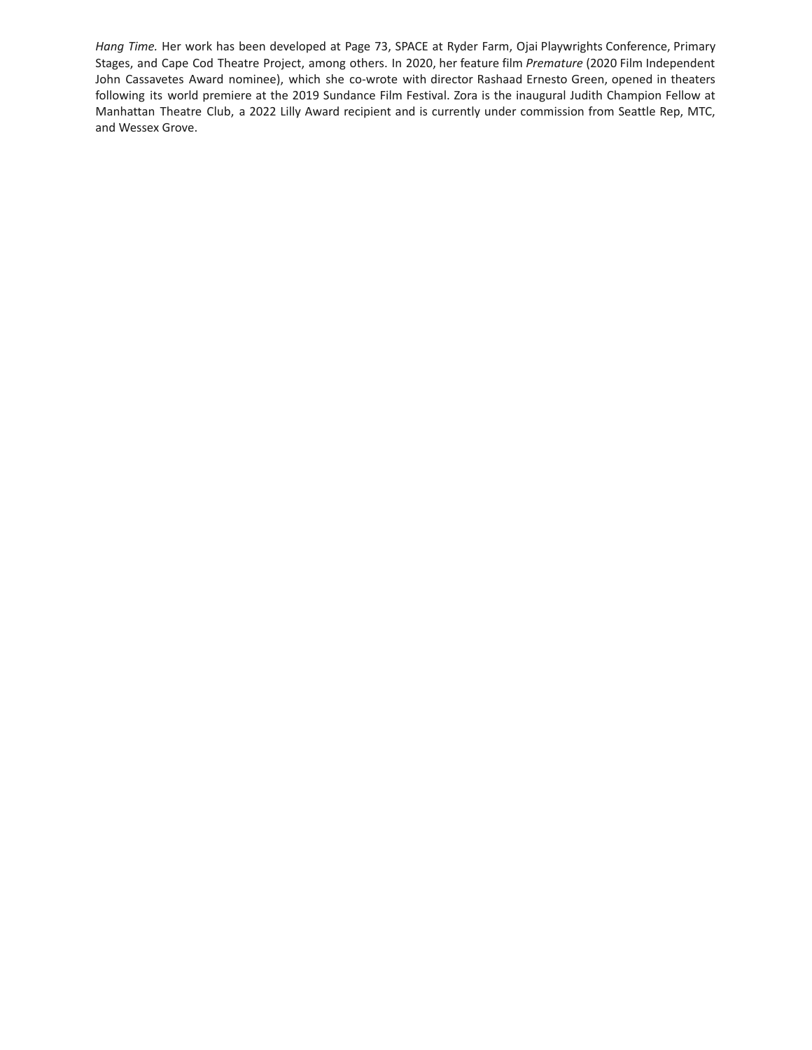*Hang Time.* Her work has been developed at Page 73, SPACE at Ryder Farm, Ojai Playwrights Conference, Primary Stages, and Cape Cod Theatre Project, among others. In 2020, her feature film *Premature* (2020 Film Independent John Cassavetes Award nominee), which she co-wrote with director Rashaad Ernesto Green, opened in theaters following its world premiere at the 2019 Sundance Film Festival. Zora is the inaugural Judith Champion Fellow at Manhattan Theatre Club, a 2022 Lilly Award recipient and is currently under commission from Seattle Rep, MTC, and Wessex Grove.